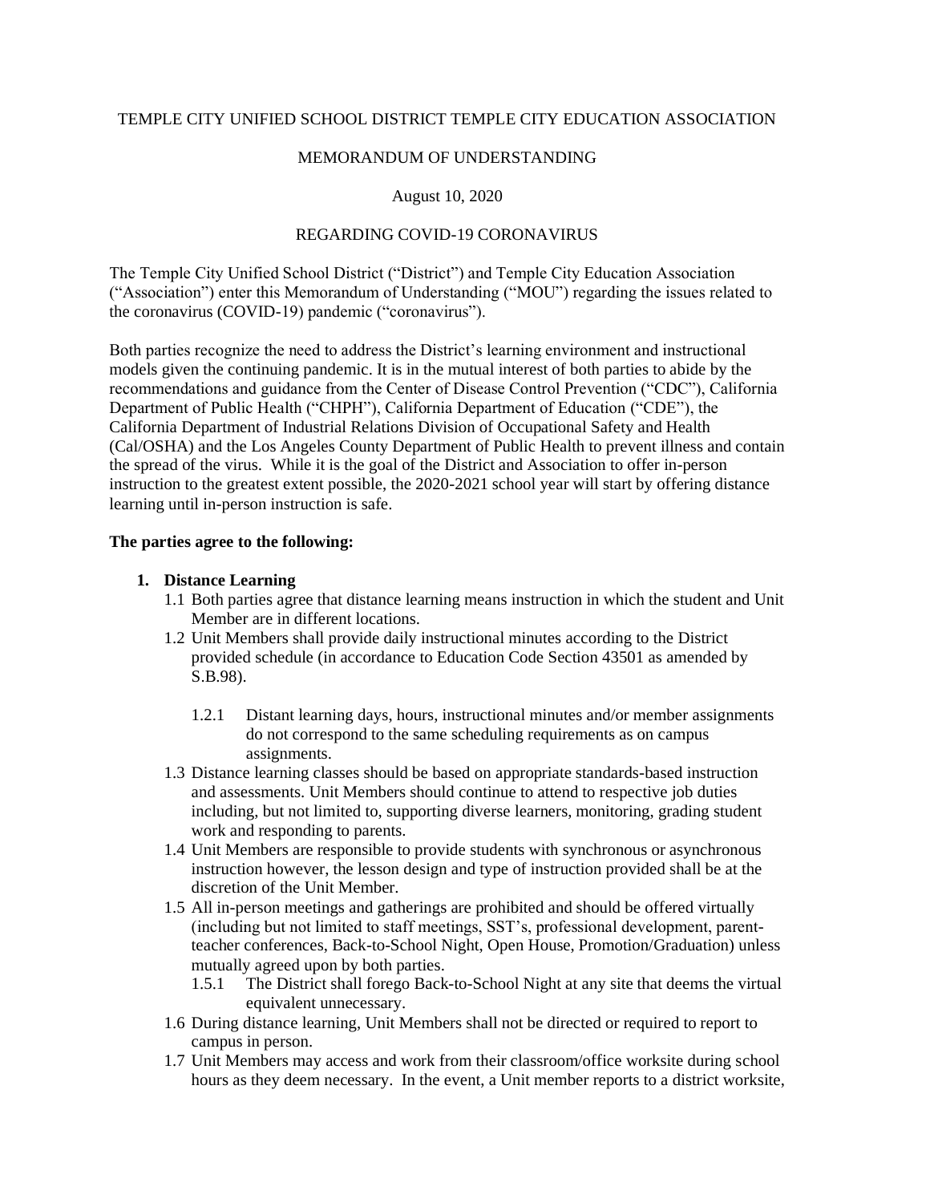TEMPLE CITY UNIFIED SCHOOL DISTRICT TEMPLE CITY EDUCATION ASSOCIATION

MEMORANDUM OF UNDERSTANDING

August 10, 2020

REGARDING COVID-19 CORONAVIRUS

The Temple City Unified School District ("District") and Temple City Education Association ("Association") enter this Memorandum of Understanding ("MOU") regarding the issues related to the coronavirus (COVID-19) pandemic ("coronavirus").

Both parties recognize the need to address the District's learning environment and instructional models given the continuing pandemic. It is in the mutual interest of both parties to abide by the recommendations and guidance from the Center of Disease Control Prevention ("CDC"), California Department of Public Health ("CHPH"), California Department of Education ("CDE"), the California Department of Industrial Relations Division of Occupational Safety and Health (Cal/OSHA) and the Los Angeles County Department of Public Health to prevent illness and contain the spread of the virus. While it is the goal of the District and Association to offer in-person instruction to the greatest extent possible, the 2020-2021 school year will start by offering distance learning until in-person instruction is safe.

**The parties agree to the following:**

1. **Distance Learning**
   - 1.1 Both parties agree that distance learning means instruction in which the student and Unit Member are in different locations.
   - 1.2 Unit Members shall provide daily instructional minutes according to the District provided schedule (in accordance to Education Code Section 43501 as amended by S.B.98).
     - 1.2.1 Distant learning days, hours, instructional minutes and/or member assignments do not correspond to the same scheduling requirements as on campus assignments.
   - 1.3 Distance learning classes should be based on appropriate standards-based instruction and assessments. Unit Members should continue to attend to respective job duties including, but not limited to, supporting diverse learners, monitoring, grading student work and responding to parents.
   - 1.4 Unit Members are responsible to provide students with synchronous or asynchronous instruction however, the lesson design and type of instruction provided shall be at the discretion of the Unit Member.
   - 1.5 All in-person meetings and gatherings are prohibited and should be offered virtually (including but not limited to staff meetings, SST's, professional development, parent-teacher conferences, Back-to-School Night, Open House, Promotion/Graduation) unless mutually agreed upon by both parties.
     - 1.5.1 The District shall forego Back-to-School Night at any site that deems the virtual equivalent unnecessary.
   - 1.6 During distance learning, Unit Members shall not be directed or required to report to campus in person.
   - 1.7 Unit Members may access and work from their classroom/office worksite during school hours as they deem necessary. In the event, a Unit member reports to a district worksite,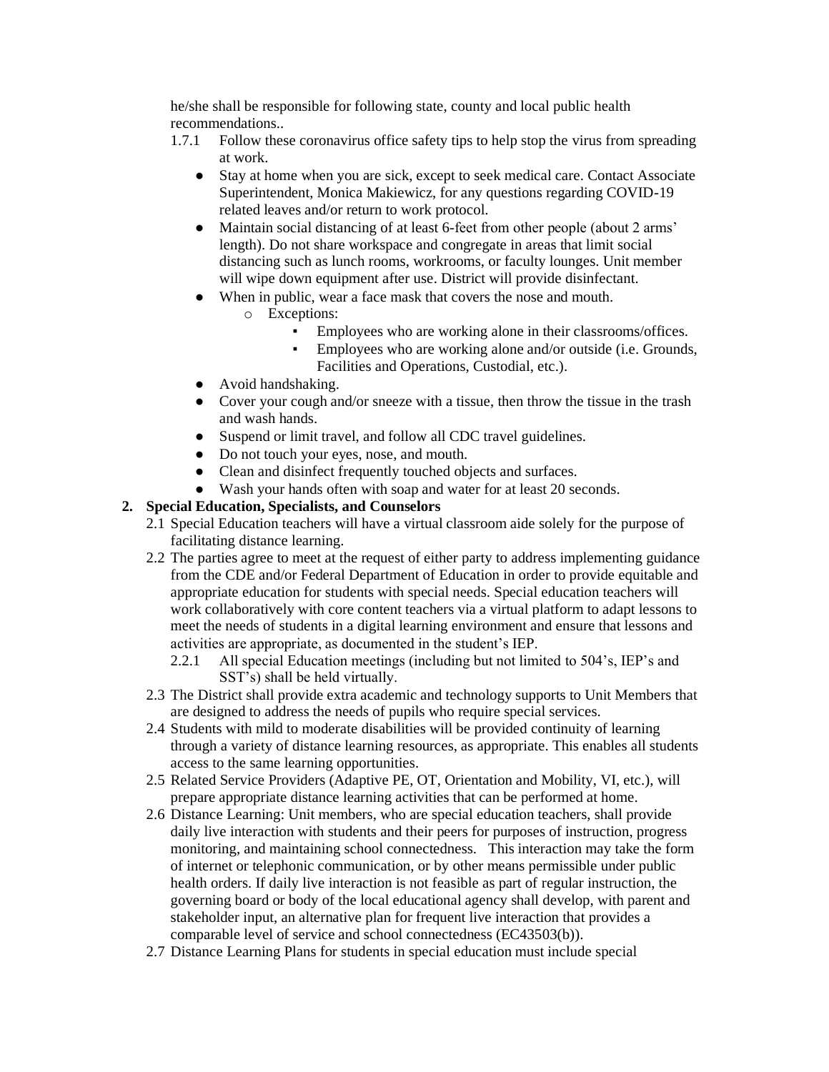he/she shall be responsible for following state, county and local public health recommendations..

1.7.1 Follow these coronavirus office safety tips to help stop the virus from spreading at work.

- Stay at home when you are sick, except to seek medical care. Contact Associate Superintendent, Monica Makiewicz, for any questions regarding COVID-19 related leaves and/or return to work protocol.
- Maintain social distancing of at least 6-feet from other people (about 2 arms' length). Do not share workspace and congregate in areas that limit social distancing such as lunch rooms, workrooms, or faculty lounges. Unit member will wipe down equipment after use. District will provide disinfectant.
- When in public, wear a face mask that covers the nose and mouth.
  - Exceptions:
    - Employees who are working alone in their classrooms/offices.
    - Employees who are working alone and/or outside (i.e. Grounds, Facilities and Operations, Custodial, etc.).
- Avoid handshaking.
- Cover your cough and/or sneeze with a tissue, then throw the tissue in the trash and wash hands.
- Suspend or limit travel, and follow all CDC travel guidelines.
- Do not touch your eyes, nose, and mouth.
- Clean and disinfect frequently touched objects and surfaces.
- Wash your hands often with soap and water for at least 20 seconds.

**2. Special Education, Specialists, and Counselors**

2.1 Special Education teachers will have a virtual classroom aide solely for the purpose of facilitating distance learning.

2.2 The parties agree to meet at the request of either party to address implementing guidance from the CDE and/or Federal Department of Education in order to provide equitable and appropriate education for students with special needs. Special education teachers will work collaboratively with core content teachers via a virtual platform to adapt lessons to meet the needs of students in a digital learning environment and ensure that lessons and activities are appropriate, as documented in the student's IEP.

2.2.1 All special Education meetings (including but not limited to 504's, IEP's and SST's) shall be held virtually.

2.3 The District shall provide extra academic and technology supports to Unit Members that are designed to address the needs of pupils who require special services.

2.4 Students with mild to moderate disabilities will be provided continuity of learning through a variety of distance learning resources, as appropriate. This enables all students access to the same learning opportunities.

2.5 Related Service Providers (Adaptive PE, OT, Orientation and Mobility, VI, etc.), will prepare appropriate distance learning activities that can be performed at home.

2.6 Distance Learning: Unit members, who are special education teachers, shall provide daily live interaction with students and their peers for purposes of instruction, progress monitoring, and maintaining school connectedness. This interaction may take the form of internet or telephonic communication, or by other means permissible under public health orders. If daily live interaction is not feasible as part of regular instruction, the governing board or body of the local educational agency shall develop, with parent and stakeholder input, an alternative plan for frequent live interaction that provides a comparable level of service and school connectedness (EC43503(b)).

2.7 Distance Learning Plans for students in special education must include special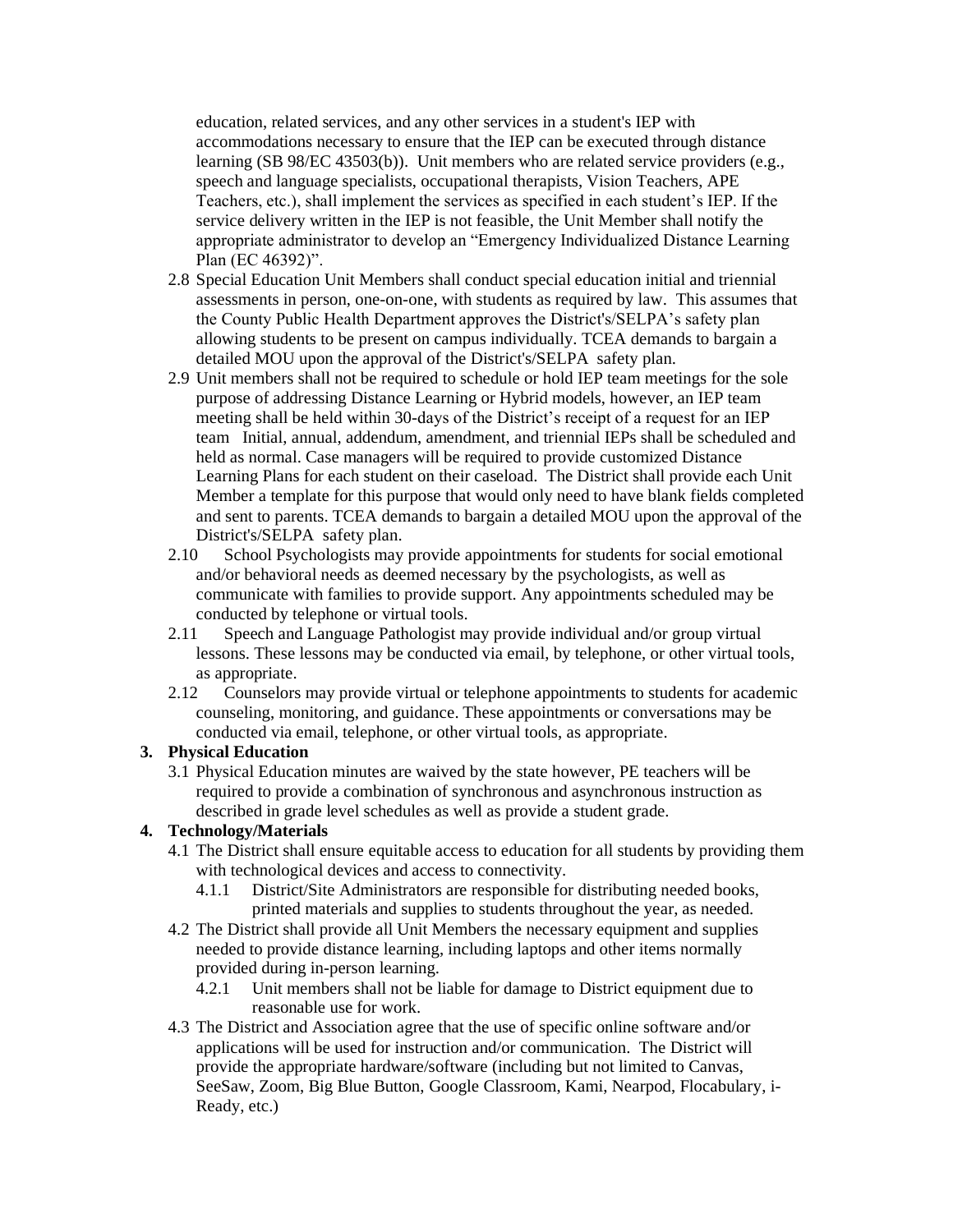education, related services, and any other services in a student's IEP with accommodations necessary to ensure that the IEP can be executed through distance learning (SB 98/EC 43503(b)). Unit members who are related service providers (e.g., speech and language specialists, occupational therapists, Vision Teachers, APE Teachers, etc.), shall implement the services as specified in each student's IEP. If the service delivery written in the IEP is not feasible, the Unit Member shall notify the appropriate administrator to develop an "Emergency Individualized Distance Learning Plan (EC 46392)".

2.8 Special Education Unit Members shall conduct special education initial and triennial assessments in person, one-on-one, with students as required by law. This assumes that the County Public Health Department approves the District's/SELPA's safety plan allowing students to be present on campus individually. TCEA demands to bargain a detailed MOU upon the approval of the District's/SELPA safety plan.

2.9 Unit members shall not be required to schedule or hold IEP team meetings for the sole purpose of addressing Distance Learning or Hybrid models, however, an IEP team meeting shall be held within 30-days of the District's receipt of a request for an IEP team Initial, annual, addendum, amendment, and triennial IEPs shall be scheduled and held as normal. Case managers will be required to provide customized Distance Learning Plans for each student on their caseload. The District shall provide each Unit Member a template for this purpose that would only need to have blank fields completed and sent to parents. TCEA demands to bargain a detailed MOU upon the approval of the District's/SELPA safety plan.

2.10 School Psychologists may provide appointments for students for social emotional and/or behavioral needs as deemed necessary by the psychologists, as well as communicate with families to provide support. Any appointments scheduled may be conducted by telephone or virtual tools.

2.11 Speech and Language Pathologist may provide individual and/or group virtual lessons. These lessons may be conducted via email, by telephone, or other virtual tools, as appropriate.

2.12 Counselors may provide virtual or telephone appointments to students for academic counseling, monitoring, and guidance. These appointments or conversations may be conducted via email, telephone, or other virtual tools, as appropriate.

**3. Physical Education**

3.1 Physical Education minutes are waived by the state however, PE teachers will be required to provide a combination of synchronous and asynchronous instruction as described in grade level schedules as well as provide a student grade.

**4. Technology/Materials**

4.1 The District shall ensure equitable access to education for all students by providing them with technological devices and access to connectivity.

4.1.1 District/Site Administrators are responsible for distributing needed books, printed materials and supplies to students throughout the year, as needed.

4.2 The District shall provide all Unit Members the necessary equipment and supplies needed to provide distance learning, including laptops and other items normally provided during in-person learning.

4.2.1 Unit members shall not be liable for damage to District equipment due to reasonable use for work.

4.3 The District and Association agree that the use of specific online software and/or applications will be used for instruction and/or communication. The District will provide the appropriate hardware/software (including but not limited to Canvas, SeeSaw, Zoom, Big Blue Button, Google Classroom, Kami, Nearpod, Flocabulary, i-Ready, etc.)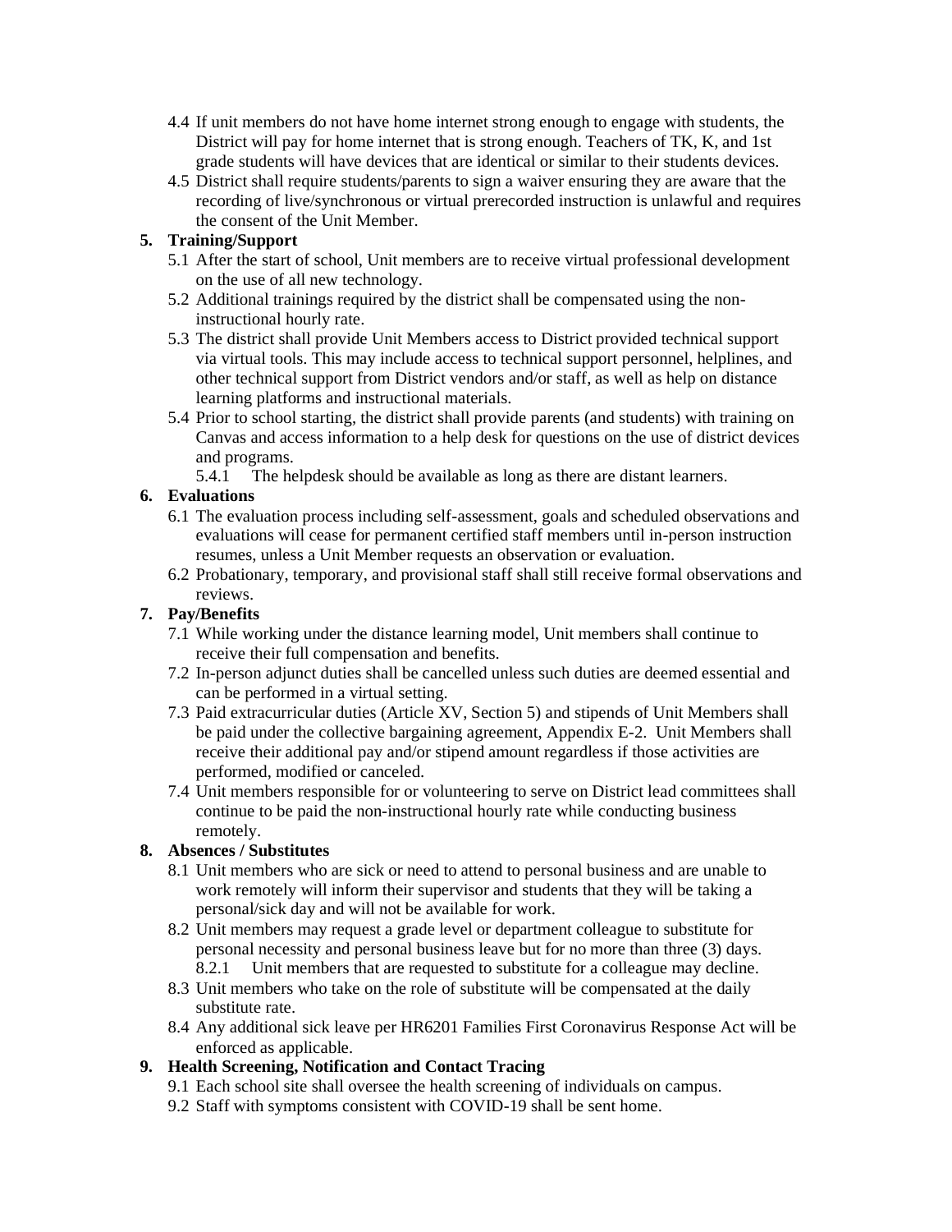4.4 If unit members do not have home internet strong enough to engage with students, the District will pay for home internet that is strong enough. Teachers of TK, K, and 1st grade students will have devices that are identical or similar to their students devices.

4.5 District shall require students/parents to sign a waiver ensuring they are aware that the recording of live/synchronous or virtual prerecorded instruction is unlawful and requires the consent of the Unit Member.

**5. Training/Support**

5.1 After the start of school, Unit members are to receive virtual professional development on the use of all new technology.

5.2 Additional trainings required by the district shall be compensated using the non-instructional hourly rate.

5.3 The district shall provide Unit Members access to District provided technical support via virtual tools. This may include access to technical support personnel, helplines, and other technical support from District vendors and/or staff, as well as help on distance learning platforms and instructional materials.

5.4 Prior to school starting, the district shall provide parents (and students) with training on Canvas and access information to a help desk for questions on the use of district devices and programs.

5.4.1 The helpdesk should be available as long as there are distant learners.

**6. Evaluations**

6.1 The evaluation process including self-assessment, goals and scheduled observations and evaluations will cease for permanent certified staff members until in-person instruction resumes, unless a Unit Member requests an observation or evaluation.

6.2 Probationary, temporary, and provisional staff shall still receive formal observations and reviews.

**7. Pay/Benefits**

7.1 While working under the distance learning model, Unit members shall continue to receive their full compensation and benefits.

7.2 In-person adjunct duties shall be cancelled unless such duties are deemed essential and can be performed in a virtual setting.

7.3 Paid extracurricular duties (Article XV, Section 5) and stipends of Unit Members shall be paid under the collective bargaining agreement, Appendix E-2. Unit Members shall receive their additional pay and/or stipend amount regardless if those activities are performed, modified or canceled.

7.4 Unit members responsible for or volunteering to serve on District lead committees shall continue to be paid the non-instructional hourly rate while conducting business remotely.

**8. Absences / Substitutes**

8.1 Unit members who are sick or need to attend to personal business and are unable to work remotely will inform their supervisor and students that they will be taking a personal/sick day and will not be available for work.

8.2 Unit members may request a grade level or department colleague to substitute for personal necessity and personal business leave but for no more than three (3) days.

8.2.1 Unit members that are requested to substitute for a colleague may decline.

8.3 Unit members who take on the role of substitute will be compensated at the daily substitute rate.

8.4 Any additional sick leave per HR6201 Families First Coronavirus Response Act will be enforced as applicable.

**9. Health Screening, Notification and Contact Tracing**

9.1 Each school site shall oversee the health screening of individuals on campus.

9.2 Staff with symptoms consistent with COVID-19 shall be sent home.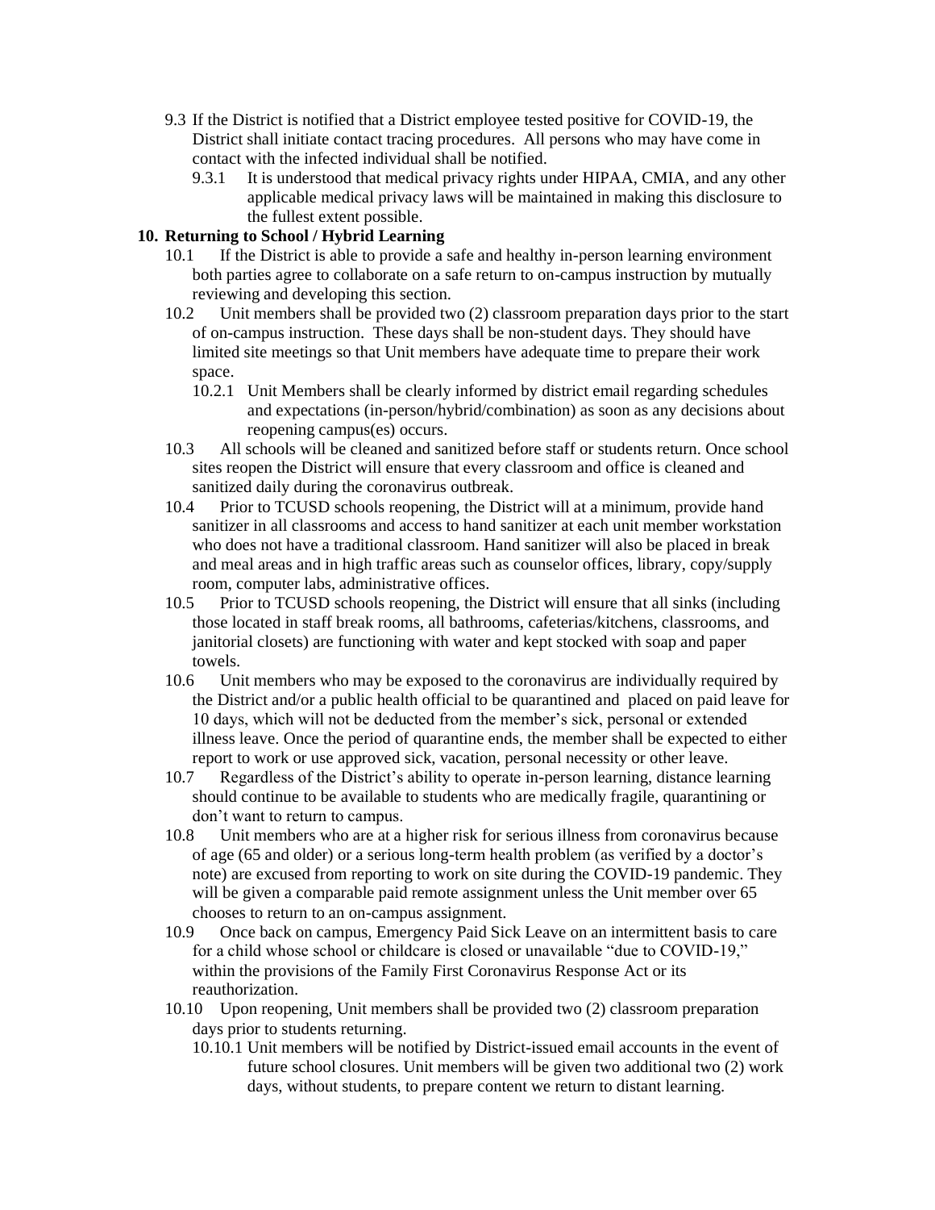9.3 If the District is notified that a District employee tested positive for COVID-19, the District shall initiate contact tracing procedures. All persons who may have come in contact with the infected individual shall be notified.

9.3.1 It is understood that medical privacy rights under HIPAA, CMIA, and any other applicable medical privacy laws will be maintained in making this disclosure to the fullest extent possible.

**10. Returning to School / Hybrid Learning**

10.1 If the District is able to provide a safe and healthy in-person learning environment both parties agree to collaborate on a safe return to on-campus instruction by mutually reviewing and developing this section.

10.2 Unit members shall be provided two (2) classroom preparation days prior to the start of on-campus instruction. These days shall be non-student days. They should have limited site meetings so that Unit members have adequate time to prepare their work space.

10.2.1 Unit Members shall be clearly informed by district email regarding schedules and expectations (in-person/hybrid/combination) as soon as any decisions about reopening campus(es) occurs.

10.3 All schools will be cleaned and sanitized before staff or students return. Once school sites reopen the District will ensure that every classroom and office is cleaned and sanitized daily during the coronavirus outbreak.

10.4 Prior to TCUSD schools reopening, the District will at a minimum, provide hand sanitizer in all classrooms and access to hand sanitizer at each unit member workstation who does not have a traditional classroom. Hand sanitizer will also be placed in break and meal areas and in high traffic areas such as counselor offices, library, copy/supply room, computer labs, administrative offices.

10.5 Prior to TCUSD schools reopening, the District will ensure that all sinks (including those located in staff break rooms, all bathrooms, cafeterias/kitchens, classrooms, and janitorial closets) are functioning with water and kept stocked with soap and paper towels.

10.6 Unit members who may be exposed to the coronavirus are individually required by the District and/or a public health official to be quarantined and placed on paid leave for 10 days, which will not be deducted from the member's sick, personal or extended illness leave. Once the period of quarantine ends, the member shall be expected to either report to work or use approved sick, vacation, personal necessity or other leave.

10.7 Regardless of the District's ability to operate in-person learning, distance learning should continue to be available to students who are medically fragile, quarantining or don't want to return to campus.

10.8 Unit members who are at a higher risk for serious illness from coronavirus because of age (65 and older) or a serious long-term health problem (as verified by a doctor's note) are excused from reporting to work on site during the COVID-19 pandemic. They will be given a comparable paid remote assignment unless the Unit member over 65 chooses to return to an on-campus assignment.

10.9 Once back on campus, Emergency Paid Sick Leave on an intermittent basis to care for a child whose school or childcare is closed or unavailable "due to COVID-19," within the provisions of the Family First Coronavirus Response Act or its reauthorization.

10.10 Upon reopening, Unit members shall be provided two (2) classroom preparation days prior to students returning.

10.10.1 Unit members will be notified by District-issued email accounts in the event of future school closures. Unit members will be given two additional two (2) work days, without students, to prepare content we return to distant learning.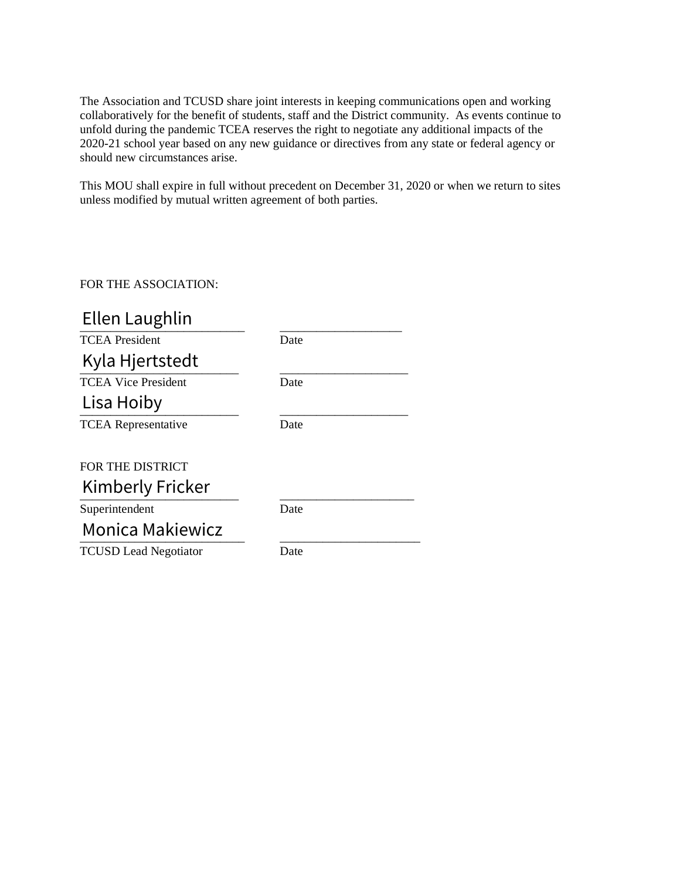The Association and TCUSD share joint interests in keeping communications open and working collaboratively for the benefit of students, staff and the District community. As events continue to unfold during the pandemic TCEA reserves the right to negotiate any additional impacts of the 2020-21 school year based on any new guidance or directives from any state or federal agency or should new circumstances arise.

This MOU shall expire in full without precedent on December 31, 2020 or when we return to sites unless modified by mutual written agreement of both parties.

FOR THE ASSOCIATION:

Ellen Laughlin
TCEA President ____________________ Date

Kyla Hjertstedt
TCEA Vice President ____________________ Date

Lisa Hoiby
TCEA Representative ____________________ Date

FOR THE DISTRICT

Kimberly Fricker
Superintendent ____________________ Date

Monica Makiewicz
TCUSD Lead Negotiator ____________________ Date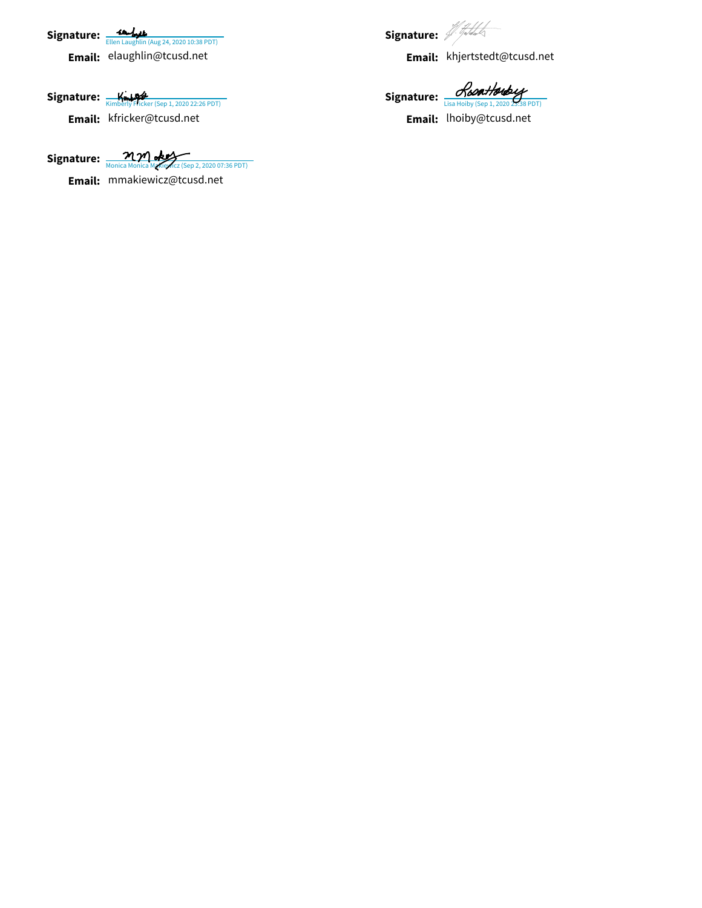**Signature:** Ellen Laughlin (Aug 24, 2020 10:38 PDT)

**Email:** elaughlin@tcusd.net

**Signature:**

**Email:** khjertstedt@tcusd.net

**Signature:** Kimberly Fricker (Sep 1, 2020 22:26 PDT)

**Email:** kfricker@tcusd.net

**Signature:** Lisa Hoiby (Sep 1, 2020 23:38 PDT)

**Email:** lhoiby@tcusd.net

**Signature:** Monica Monica Makiewicz (Sep 2, 2020 07:36 PDT)

**Email:** mmakiewicz@tcusd.net